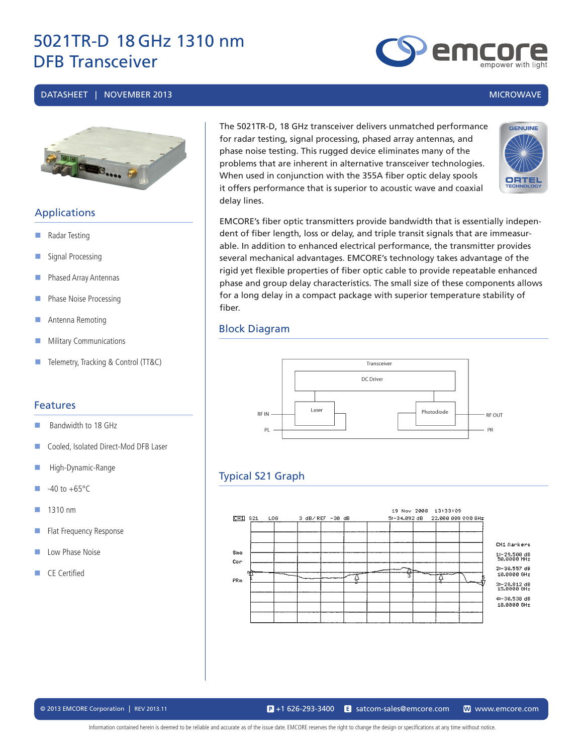# 5021TR-D 18 GHz 1310 nm DFB Transceiver

DATASHEET | NOVEMBER 2013 MICROWAVE

The 5021TR-D, 18 GHz transceiver delivers unmatched performance for radar testing, signal processing, phased array antennas, and phase noise testing. This rugged device eliminates many of the problems that are inherent in alternative transceiver technologies. When used in conjunction with the 355A fiber optic delay spools it offers performance that is superior to acoustic wave and coaxial delay lines.

EMCORE's fiber optic transmitters provide bandwidth that is essentially independent of fiber length, loss or delay, and triple transit signals that are immeasurable. In addition to enhanced electrical performance, the transmitter provides several mechanical advantages. EMCORE's technology takes advantage of the rigid yet flexible properties of fiber optic cable to provide repeatable enhanced phase and group delay characteristics. The small size of these components allows for a long delay in a compact package with superior temperature stability of fiber.

## Applications

- Radar Testing
- Signal Processing
- Phased Array Antennas
- Phase Noise Processing
- Antenna Remoting
- Military Communications
- Telemetry, Tracking & Control (TT&C)

## Features

- Bandwidth to 18 GHz
- Cooled, Isolated Direct-Mod DFB Laser
- High-Dynamic-Range
- -40 to +65°C
- 1310 nm
- Flat Frequency Response
- Low Phase Noise
- CE Certified

## Block Diagram

Transceiver
DC Driver
Laser
Photodiode
RF IN
PL
RF OUT
PR

## Typical S21 Graph

19 Nov 2008 13:33:09
CH1 S21 LOG 3 dB/ REF -30 dB 5:-34.092 dB 22.000 000 000 GHz

CH1 Markers
1:-29.500 dB 50.0000 MHz
2:-30.557 dB 10.0000 GHz
3:-28.812 dB 15.0000 GHz
4:-30.538 dB 18.0000 GHz

© 2013 EMCORE Corporation | REV 2013.11 | +1 626-293-3400 | satcom-sales@emcore.com | www.emcore.com

Information contained herein is deemed to be reliable and accurate as of the issue date. EMCORE reserves the right to change the design or specifications at any time without notice.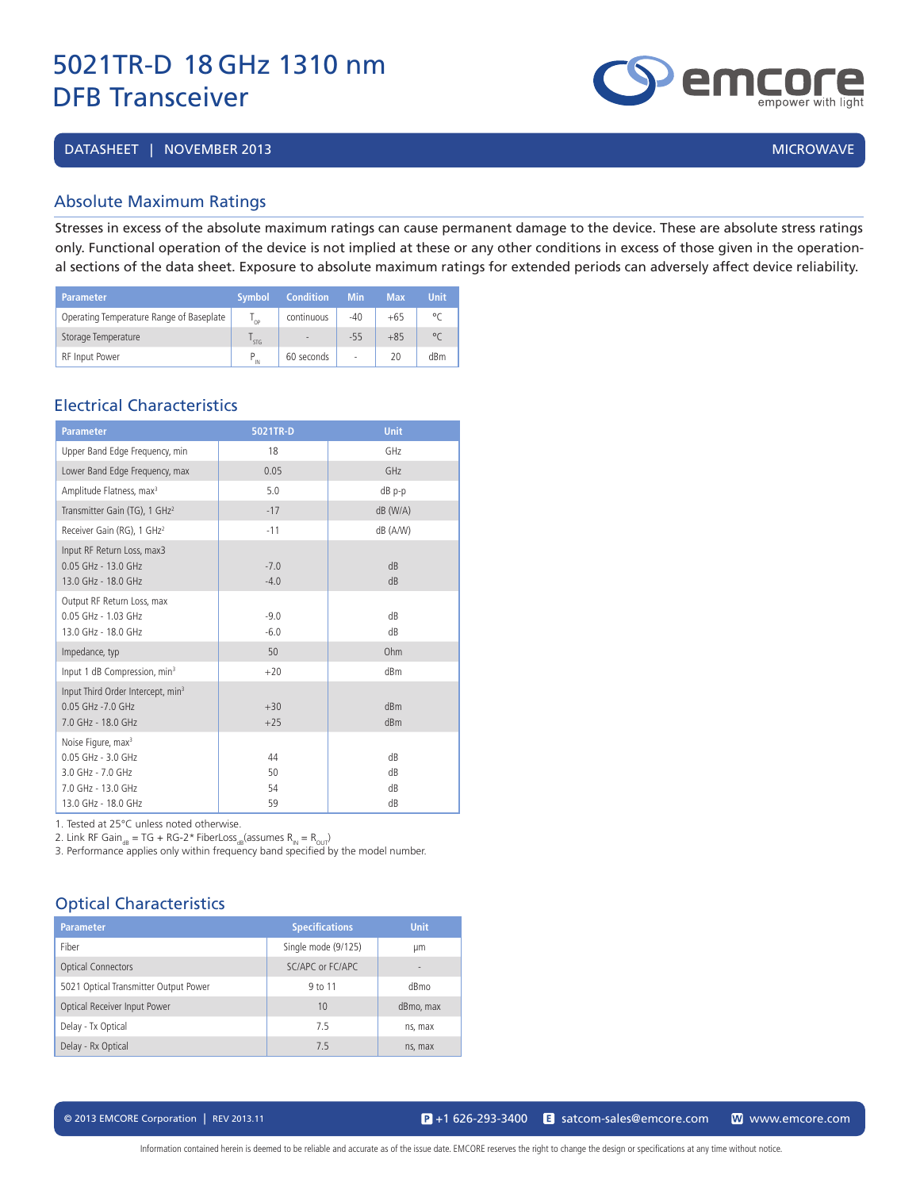# 5021TR-D 18 GHz 1310 nm DFB Transceiver

DATASHEET | NOVEMBER 2013 MICROWAVE

## Absolute Maximum Ratings

Stresses in excess of the absolute maximum ratings can cause permanent damage to the device. These are absolute stress ratings only. Functional operation of the device is not implied at these or any other conditions in excess of those given in the operational sections of the data sheet. Exposure to absolute maximum ratings for extended periods can adversely affect device reliability.

| Parameter | Symbol | Condition | Min | Max | Unit |
|---|---|---|---|---|---|
| Operating Temperature Range of Baseplate | $T_{OP}$ | continuous | -40 | +65 | °C |
| Storage Temperature | $T_{STG}$ | - | -55 | +85 | °C |
| RF Input Power | $P_{IN}$ | 60 seconds | - | 20 | dBm |

## Electrical Characteristics

| Parameter | 5021TR-D | Unit |
|---|---|---|
| Upper Band Edge Frequency, min | 18 | GHz |
| Lower Band Edge Frequency, max | 0.05 | GHz |
| Amplitude Flatness, max[3] | 5.0 | dB p-p |
| Transmitter Gain (TG), 1 GHz[2] | -17 | dB (W/A) |
| Receiver Gain (RG), 1 GHz[2] | -11 | dB (A/W) |
| Input RF Return Loss, max3<br>0.05 GHz - 13.0 GHz<br>13.0 GHz - 18.0 GHz | <br>-7.0<br>-4.0 | <br>dB<br>dB |
| Output RF Return Loss, max<br>0.05 GHz - 1.03 GHz<br>13.0 GHz - 18.0 GHz | <br>-9.0<br>-6.0 | <br>dB<br>dB |
| Impedance, typ | 50 | Ohm |
| Input 1 dB Compression, min[3] | +20 | dBm |
| Input Third Order Intercept, min[3]<br>0.05 GHz -7.0 GHz<br>7.0 GHz - 18.0 GHz | <br>+30<br>+25 | <br>dBm<br>dBm |
| Noise Figure, max[3]<br>0.05 GHz - 3.0 GHz<br>3.0 GHz - 7.0 GHz<br>7.0 GHz - 13.0 GHz<br>13.0 GHz - 18.0 GHz | <br>44<br>50<br>54<br>59 | <br>dB<br>dB<br>dB<br>dB |

1. Tested at 25°C unless noted otherwise.
2. Link RF $Gain_{dB}$ = TG + RG-2* $FiberLoss_{dB}$(assumes $R_{IN} = R_{OUT}$)
3. Performance applies only within frequency band specified by the model number.

## Optical Characteristics

| Parameter | Specifications | Unit |
|---|---|---|
| Fiber | Single mode (9/125) | µm |
| Optical Connectors | SC/APC or FC/APC | - |
| 5021 Optical Transmitter Output Power | 9 to 11 | dBmo |
| Optical Receiver Input Power | 10 | dBmo, max |
| Delay - Tx Optical | 7.5 | ns, max |
| Delay - Rx Optical | 7.5 | ns, max |

© 2013 EMCORE Corporation | REV 2013.11 P +1 626-293-3400 E satcom-sales@emcore.com W www.emcore.com

Information contained herein is deemed to be reliable and accurate as of the issue date. EMCORE reserves the right to change the design or specifications at any time without notice.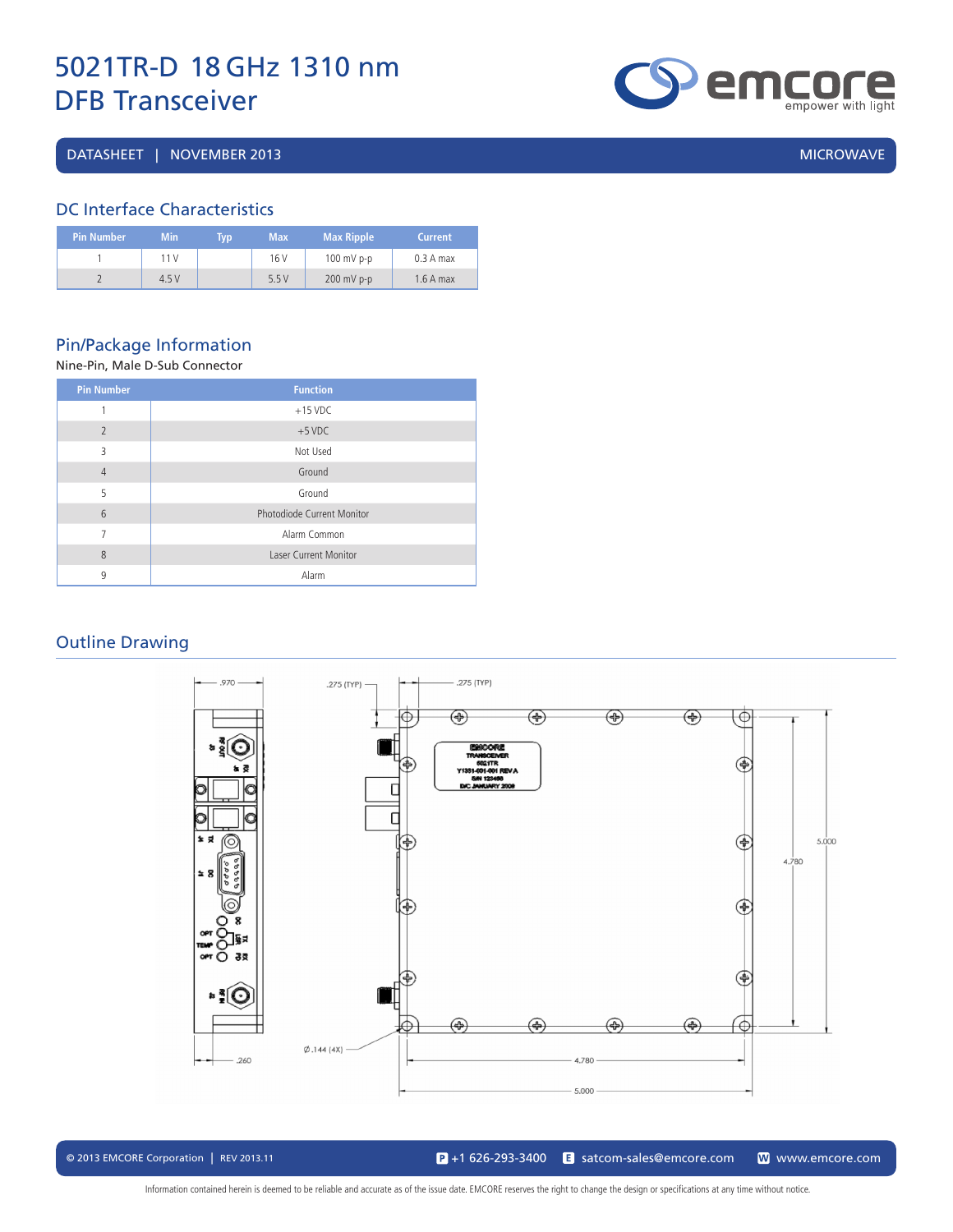# 5021TR-D 18 GHz 1310 nm DFB Transceiver

DATASHEET | NOVEMBER 2013 MICROWAVE

## DC Interface Characteristics

| Pin Number | Min | Typ | Max | Max Ripple | Current |
|---|---|---|---|---|---|
| 1 | 11 V | | 16 V | 100 mV p-p | 0.3 A max |
| 2 | 4.5 V | | 5.5 V | 200 mV p-p | 1.6 A max |

## Pin/Package Information

Nine-Pin, Male D-Sub Connector

| Pin Number | Function |
|---|---|
| 1 | +15 VDC |
| 2 | +5 VDC |
| 3 | Not Used |
| 4 | Ground |
| 5 | Ground |
| 6 | Photodiode Current Monitor |
| 7 | Alarm Common |
| 8 | Laser Current Monitor |
| 9 | Alarm |

## Outline Drawing

.970

.275 (TYP)

.275 (TYP)

EMCORE TRANSCEIVER 5021TR Y1331-001-001 REV A S/N 123456 D/C JANUARY 2009

5.000

4.780

.260

Ø.144 (4X)

4.780

5.000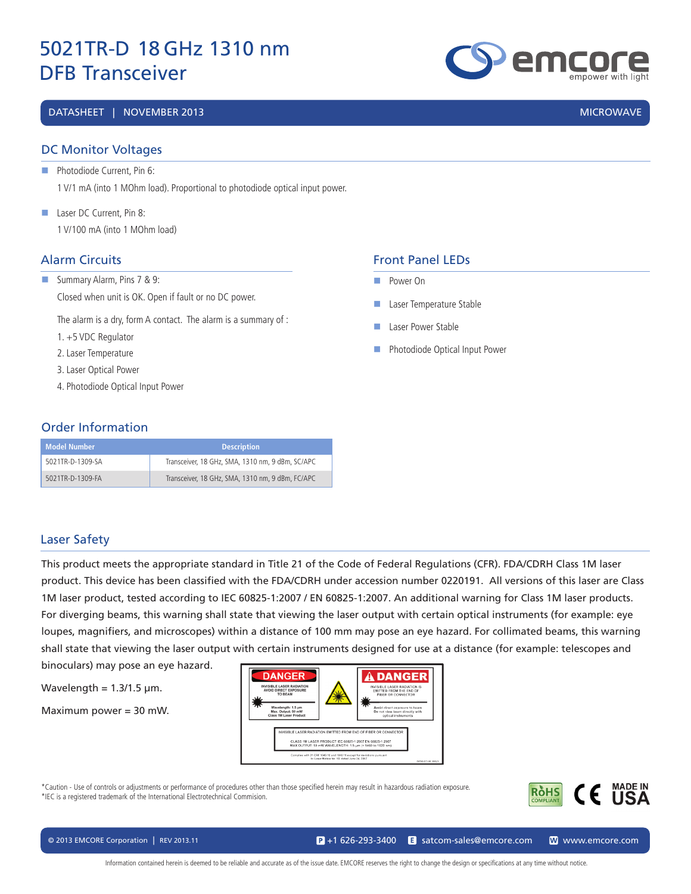## DC Monitor Voltages

- Photodiode Current, Pin 6:

  1 V/1 mA (into 1 MOhm load). Proportional to photodiode optical input power.

- Laser DC Current, Pin 8:

  1 V/100 mA (into 1 MOhm load)

## Alarm Circuits

- Summary Alarm, Pins 7 & 9:

  Closed when unit is OK. Open if fault or no DC power.

  The alarm is a dry, form A contact. The alarm is a summary of :

  1. +5 VDC Regulator
  2. Laser Temperature
  3. Laser Optical Power
  4. Photodiode Optical Input Power

## Front Panel LEDs

- Power On
- Laser Temperature Stable
- Laser Power Stable
- Photodiode Optical Input Power

## Order Information

| Model Number | Description |
|---|---|
| 5021TR-D-1309-SA | Transceiver, 18 GHz, SMA, 1310 nm, 9 dBm, SC/APC |
| 5021TR-D-1309-FA | Transceiver, 18 GHz, SMA, 1310 nm, 9 dBm, FC/APC |

## Laser Safety

This product meets the appropriate standard in Title 21 of the Code of Federal Regulations (CFR). FDA/CDRH Class 1M laser product. This device has been classified with the FDA/CDRH under accession number 0220191. All versions of this laser are Class 1M laser product, tested according to IEC 60825-1:2007 / EN 60825-1:2007. An additional warning for Class 1M laser products. For diverging beams, this warning shall state that viewing the laser output with certain optical instruments (for example: eye loupes, magnifiers, and microscopes) within a distance of 100 mm may pose an eye hazard. For collimated beams, this warning shall state that viewing the laser output with certain instruments designed for use at a distance (for example: telescopes and binoculars) may pose an eye hazard.

Wavelength = 1.3/1.5 µm.

Maximum power = 30 mW.

DANGER
INVISIBLE LASER RADIATION
AVOID DIRECT EXPOSURE TO BEAM
Wavelength: 1.5 µm
Max. Output: 50 mW
Class 1M Laser Product

DANGER
INVISIBLE LASER RADIATION IS EMITTED FROM THE END OF FIBER OR CONNECTOR
Avoid direct exposure to beam
Do not view beam directly with optical instruments

INVISIBLE LASER RADIATION EMITTED FROM END OF FIBER OR CONNECTOR
CLASS 1M LASER PRODUCT IEC 60825-1:2007 EN 60825-1:2007
MAX OUTPUT: 50 mW WAVELENGTH: 1.5 µm (1460 to 1520 nm)

Complies with 21 CFR 1040.10 and 1040.11 except for deviations pursuant to Laser Notice No. 50, dated June 24, 2007

*Caution - Use of controls or adjustments or performance of procedures other than those specified herein may result in hazardous radiation exposure.
*IEC is a registered trademark of the International Electrotechnical Commision.

RoHS COMPLIANT
CE
MADE IN USA

© 2013 EMCORE Corporation | REV 2013.11 | P +1 626-293-3400 | E satcom-sales@emcore.com | W www.emcore.com

Information contained herein is deemed to be reliable and accurate as of the issue date. EMCORE reserves the right to change the design or specifications at any time without notice.